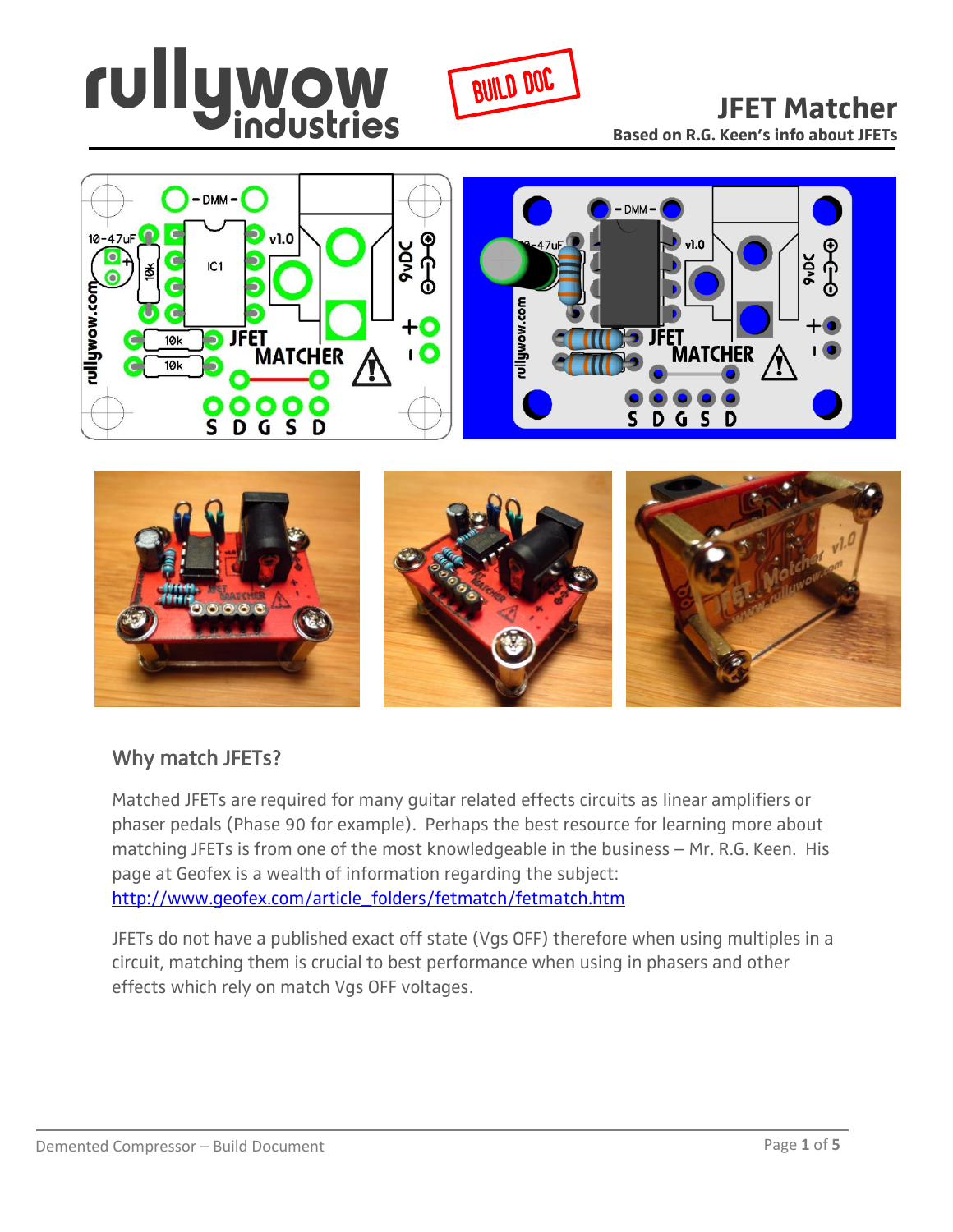# JFET Matcher

**Based on R.G. Keen's info about JFETs**

## Why match JFETs?

Matched JFETs are required for many guitar related effects circuits as linear amplifiers or phaser pedals (Phase 90 for example). Perhaps the best resource for learning more about matching JFETs is from one of the most knowledgeable in the business – Mr. R.G. Keen. His page at Geofex is a wealth of information regarding the subject: http://www.geofex.com/article_folders/fetmatch/fetmatch.htm

JFETs do not have a published exact off state (Vgs OFF) therefore when using multiples in a circuit, matching them is crucial to best performance when using in phasers and other effects which rely on match Vgs OFF voltages.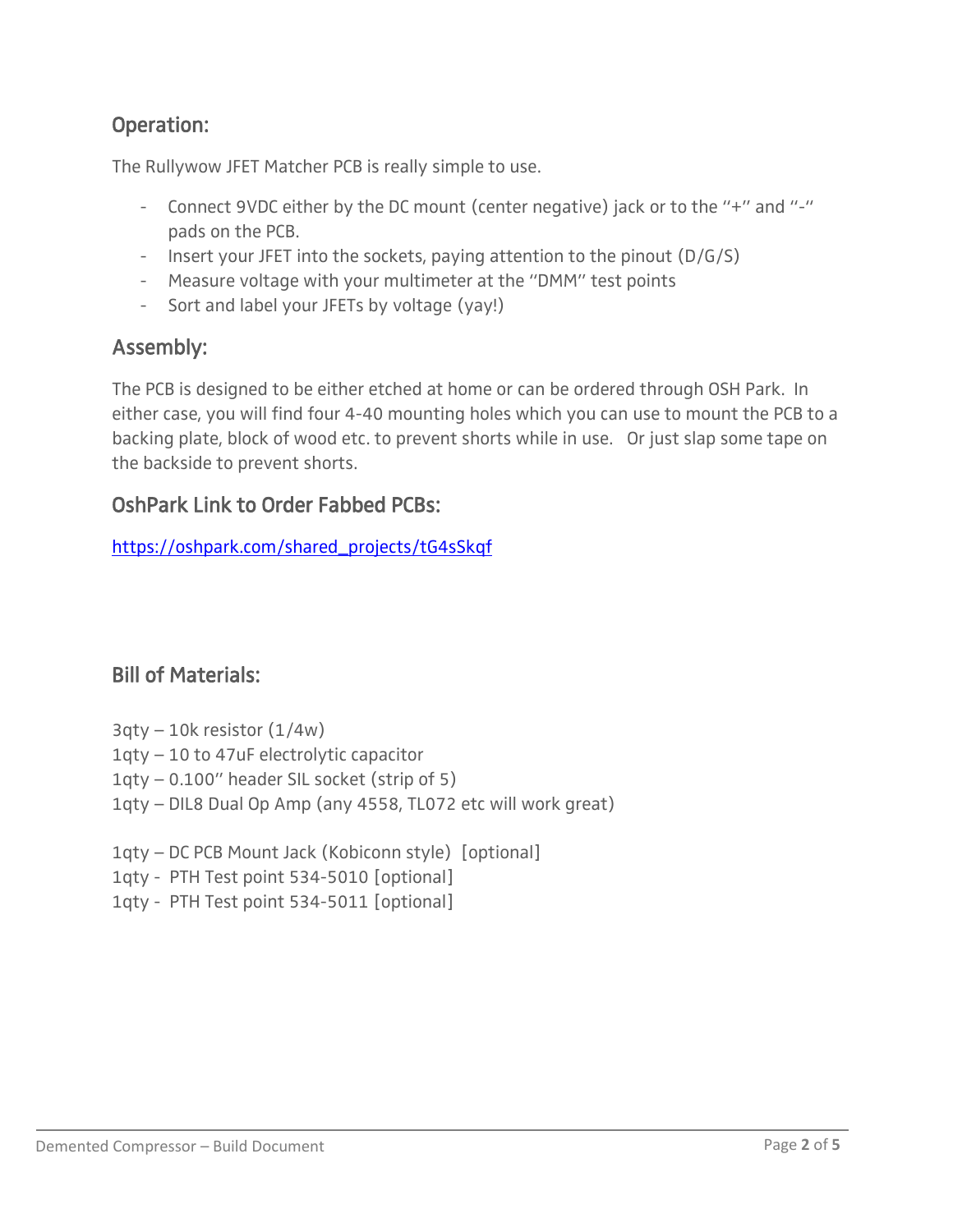## Operation:

The Rullywow JFET Matcher PCB is really simple to use.

- Connect 9VDC either by the DC mount (center negative) jack or to the "+" and "-" pads on the PCB.
- Insert your JFET into the sockets, paying attention to the pinout (D/G/S)
- Measure voltage with your multimeter at the "DMM" test points
- Sort and label your JFETs by voltage (yay!)

## Assembly:

The PCB is designed to be either etched at home or can be ordered through OSH Park. In either case, you will find four 4-40 mounting holes which you can use to mount the PCB to a backing plate, block of wood etc. to prevent shorts while in use. Or just slap some tape on the backside to prevent shorts.

## OshPark Link to Order Fabbed PCBs:

[https://oshpark.com/shared_projects/tG4sSkqf](https://oshpark.com/shared_projects/tG4sSkqf)

## Bill of Materials:

3qty – 10k resistor (1/4w)
1qty – 10 to 47uF electrolytic capacitor
1qty – 0.100" header SIL socket (strip of 5)
1qty – DIL8 Dual Op Amp (any 4558, TL072 etc will work great)

1qty – DC PCB Mount Jack (Kobiconn style) [optional]
1qty - PTH Test point 534-5010 [optional]
1qty - PTH Test point 534-5011 [optional]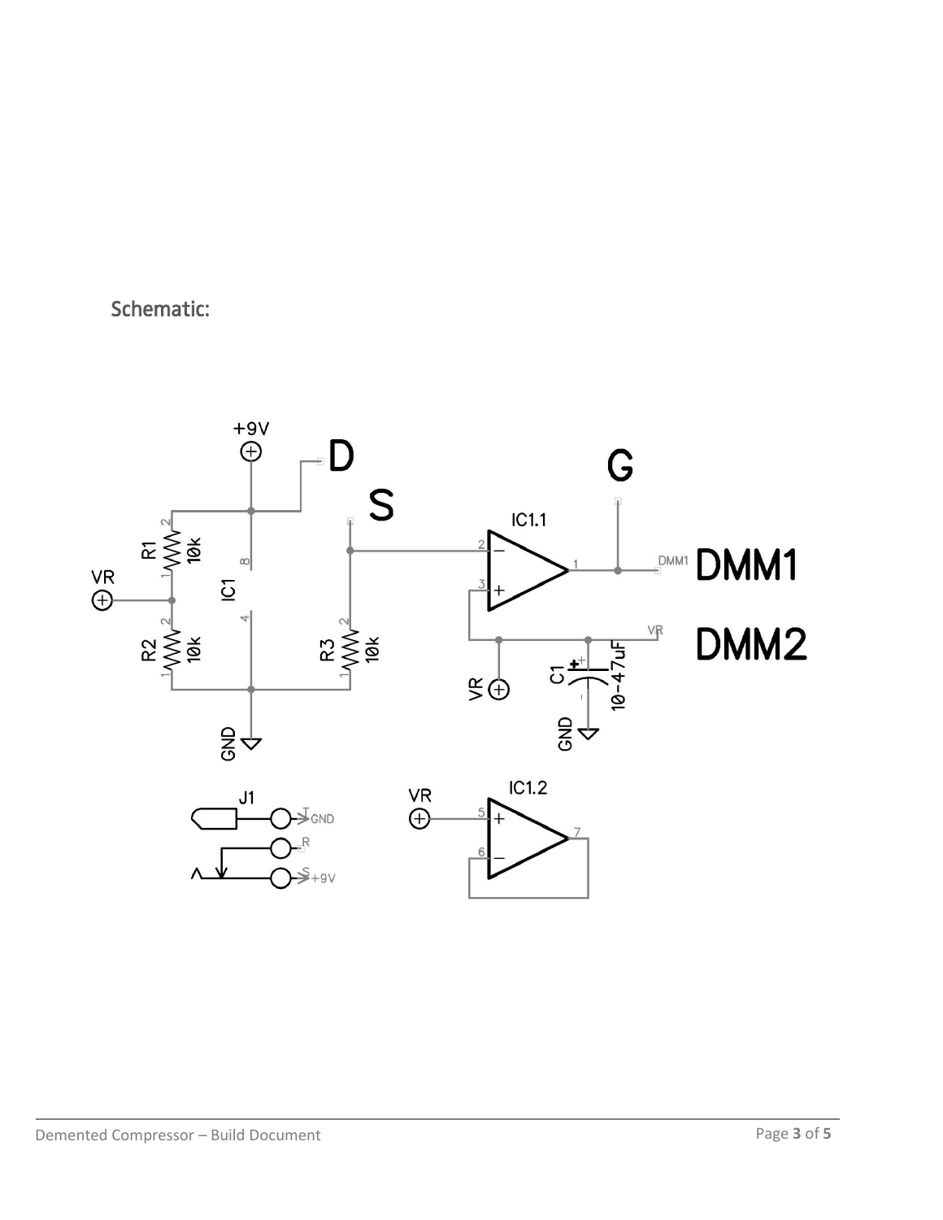Schematic: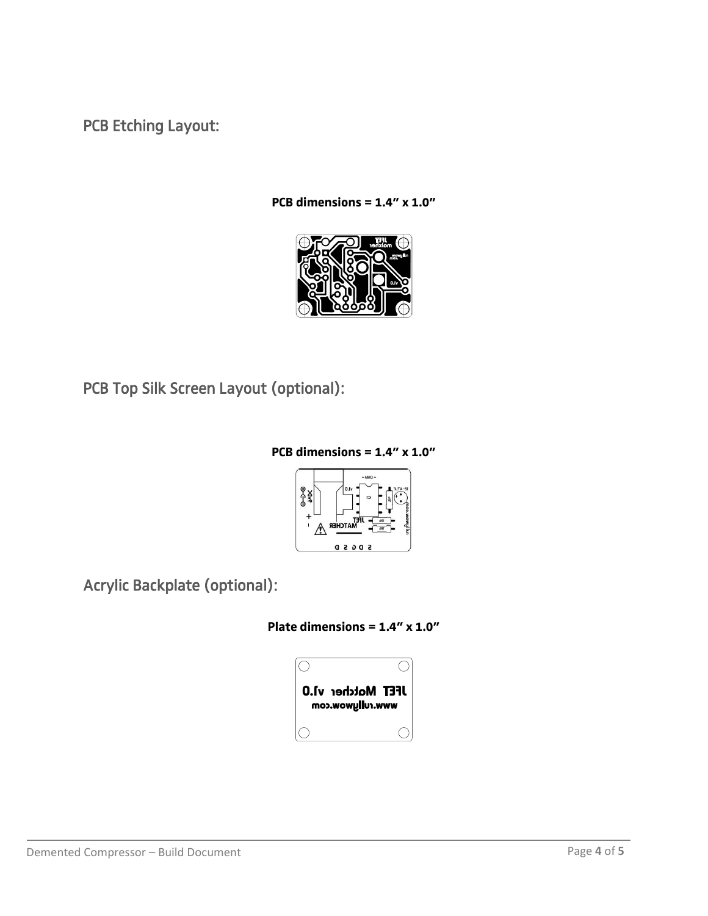## PCB Etching Layout:

**PCB dimensions = 1.4" x 1.0"**

## PCB Top Silk Screen Layout (optional):

**PCB dimensions = 1.4" x 1.0"**

## Acrylic Backplate (optional):

**Plate dimensions = 1.4" x 1.0"**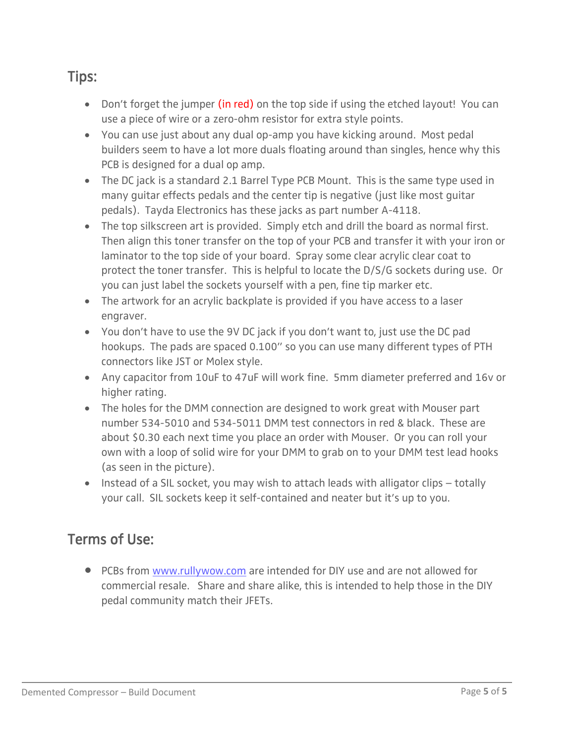## Tips:

- Don't forget the jumper (in red) on the top side if using the etched layout! You can use a piece of wire or a zero-ohm resistor for extra style points.
- You can use just about any dual op-amp you have kicking around. Most pedal builders seem to have a lot more duals floating around than singles, hence why this PCB is designed for a dual op amp.
- The DC jack is a standard 2.1 Barrel Type PCB Mount. This is the same type used in many guitar effects pedals and the center tip is negative (just like most guitar pedals). Tayda Electronics has these jacks as part number A-4118.
- The top silkscreen art is provided. Simply etch and drill the board as normal first. Then align this toner transfer on the top of your PCB and transfer it with your iron or laminator to the top side of your board. Spray some clear acrylic clear coat to protect the toner transfer. This is helpful to locate the D/S/G sockets during use. Or you can just label the sockets yourself with a pen, fine tip marker etc.
- The artwork for an acrylic backplate is provided if you have access to a laser engraver.
- You don't have to use the 9V DC jack if you don't want to, just use the DC pad hookups. The pads are spaced 0.100'' so you can use many different types of PTH connectors like JST or Molex style.
- Any capacitor from 10uF to 47uF will work fine. 5mm diameter preferred and 16v or higher rating.
- The holes for the DMM connection are designed to work great with Mouser part number 534-5010 and 534-5011 DMM test connectors in red & black. These are about $0.30 each next time you place an order with Mouser. Or you can roll your own with a loop of solid wire for your DMM to grab on to your DMM test lead hooks (as seen in the picture).
- Instead of a SIL socket, you may wish to attach leads with alligator clips – totally your call. SIL sockets keep it self-contained and neater but it's up to you.

## Terms of Use:

- PCBs from [www.rullywow.com](http://www.rullywow.com) are intended for DIY use and are not allowed for commercial resale. Share and share alike, this is intended to help those in the DIY pedal community match their JFETs.